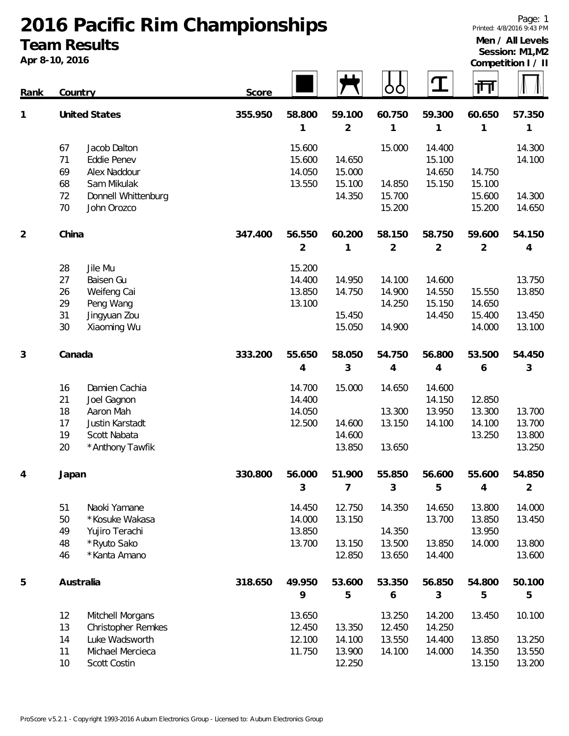# 2016 Pacific Rim Championships

## Team Results

**Apr 8-10, 2016**

Printed: 4/8/2016 9:43 PM

**Men / All Levels**
**Session: M1,M2**
**Competition I / II**

| Rank | # | Country | Score | Floor | Pommel Horse | Rings | Vault | Parallel Bars | High Bar |
|---|---|---|---|---|---|---|---|---|---|
| 1 | | **United States** | **355.950** | **58.800** (1) | **59.100** (2) | **60.750** (1) | **59.300** (1) | **60.650** (1) | **57.350** (1) |
| | 67 | Jacob Dalton | | 15.600 | | 15.000 | 14.400 | | 14.300 |
| | 71 | Eddie Penev | | 15.600 | 14.650 | | 15.100 | | 14.100 |
| | 69 | Alex Naddour | | 14.050 | 15.000 | | 14.650 | 14.750 | |
| | 68 | Sam Mikulak | | 13.550 | 15.100 | 14.850 | 15.150 | 15.100 | |
| | 72 | Donnell Whittenburg | | | 14.350 | 15.700 | | 15.600 | 14.300 |
| | 70 | John Orozco | | | | 15.200 | | 15.200 | 14.650 |
| 2 | | **China** | **347.400** | **56.550** (2) | **60.200** (1) | **58.150** (2) | **58.750** (2) | **59.600** (2) | **54.150** (4) |
| | 28 | Jile Mu | | 15.200 | | | | | |
| | 27 | Baisen Gu | | 14.400 | 14.950 | 14.100 | 14.600 | | 13.750 |
| | 26 | Weifeng Cai | | 13.850 | 14.750 | 14.900 | 14.550 | 15.550 | 13.850 |
| | 29 | Peng Wang | | 13.100 | | 14.250 | 15.150 | 14.650 | |
| | 31 | Jingyuan Zou | | | 15.450 | | 14.450 | 15.400 | 13.450 |
| | 30 | Xiaoming Wu | | | 15.050 | 14.900 | | 14.000 | 13.100 |
| 3 | | **Canada** | **333.200** | **55.650** (4) | **58.050** (3) | **54.750** (4) | **56.800** (4) | **53.500** (6) | **54.450** (3) |
| | 16 | Damien Cachia | | 14.700 | 15.000 | 14.650 | 14.600 | | |
| | 21 | Joel Gagnon | | 14.400 | | | 14.150 | 12.850 | |
| | 18 | Aaron Mah | | 14.050 | | 13.300 | 13.950 | 13.300 | 13.700 |
| | 17 | Justin Karstadt | | 12.500 | 14.600 | 13.150 | 14.100 | 14.100 | 13.700 |
| | 19 | Scott Nabata | | | 14.600 | | | 13.250 | 13.800 |
| | 20 | *Anthony Tawfik | | | 13.850 | 13.650 | | | 13.250 |
| 4 | | **Japan** | **330.800** | **56.000** (3) | **51.900** (7) | **55.850** (3) | **56.600** (5) | **55.600** (4) | **54.850** (2) |
| | 51 | Naoki Yamane | | 14.450 | 12.750 | 14.350 | 14.650 | 13.800 | 14.000 |
| | 50 | *Kosuke Wakasa | | 14.000 | 13.150 | | 13.700 | 13.850 | 13.450 |
| | 49 | Yujiro Terachi | | 13.850 | | 14.350 | | 13.950 | |
| | 48 | *Ryuto Sako | | 13.700 | 13.150 | 13.500 | 13.850 | 14.000 | 13.800 |
| | 46 | *Kanta Amano | | | 12.850 | 13.650 | 14.400 | | 13.600 |
| 5 | | **Australia** | **318.650** | **49.950** (9) | **53.600** (5) | **53.350** (6) | **56.850** (3) | **54.800** (5) | **50.100** (5) |
| | 12 | Mitchell Morgans | | 13.650 | | 13.250 | 14.200 | 13.450 | 10.100 |
| | 13 | Christopher Remkes | | 12.450 | 13.350 | 12.450 | 14.250 | | |
| | 14 | Luke Wadsworth | | 12.100 | 14.100 | 13.550 | 14.400 | 13.850 | 13.250 |
| | 11 | Michael Mercieca | | 11.750 | 13.900 | 14.100 | 14.000 | 14.350 | 13.550 |
| | 10 | Scott Costin | | | 12.250 | | | 13.150 | 13.200 |

ProScore v5.2.1 - Copyright 1993-2016 Auburn Electronics Group - Licensed to: Auburn Electronics Group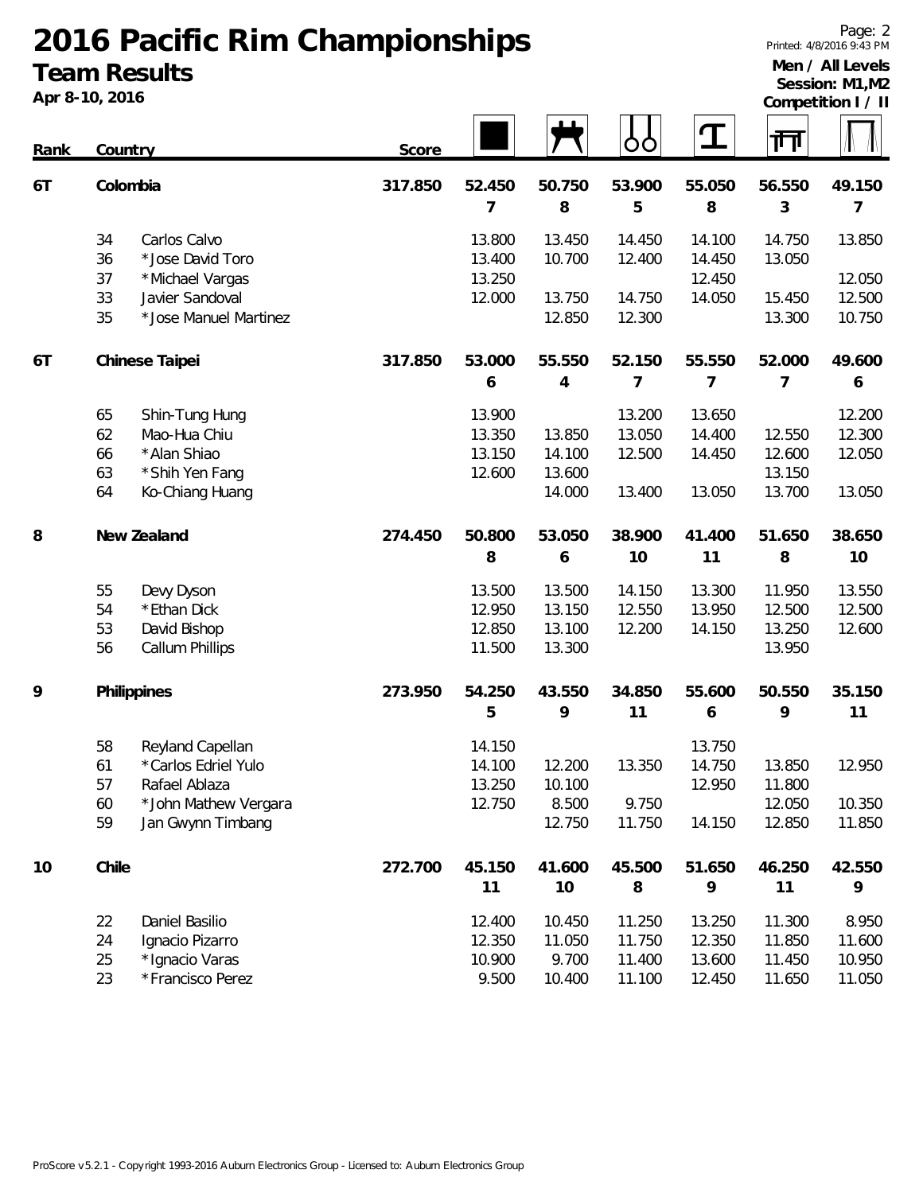# 2016 Pacific Rim Championships

## Team Results

**Apr 8-10, 2016**

**Men / All Levels**
**Session: M1,M2**
**Competition I / II**

| Rank | # | Country | Score | Floor | Pommel Horse | Rings | Vault | Parallel Bars | High Bar |
|---|---|---|---|---|---|---|---|---|---|
| 6T | | Colombia | 317.850 | 52.450 | 50.750 | 53.900 | 55.050 | 56.550 | 49.150 |
| | | | | 7 | 8 | 5 | 8 | 3 | 7 |
| | 34 | Carlos Calvo | | 13.800 | 13.450 | 14.450 | 14.100 | 14.750 | 13.850 |
| | 36 | *Jose David Toro | | 13.400 | 10.700 | 12.400 | 14.450 | 13.050 | |
| | 37 | *Michael Vargas | | 13.250 | | | 12.450 | | 12.050 |
| | 33 | Javier Sandoval | | 12.000 | 13.750 | 14.750 | 14.050 | 15.450 | 12.500 |
| | 35 | *Jose Manuel Martinez | | | 12.850 | 12.300 | | 13.300 | 10.750 |
| 6T | | Chinese Taipei | 317.850 | 53.000 | 55.550 | 52.150 | 55.550 | 52.000 | 49.600 |
| | | | | 6 | 4 | 7 | 7 | 7 | 6 |
| | 65 | Shin-Tung Hung | | 13.900 | | 13.200 | 13.650 | | 12.200 |
| | 62 | Mao-Hua Chiu | | 13.350 | 13.850 | 13.050 | 14.400 | 12.550 | 12.300 |
| | 66 | *Alan Shiao | | 13.150 | 14.100 | 12.500 | 14.450 | 12.600 | 12.050 |
| | 63 | *Shih Yen Fang | | 12.600 | 13.600 | | | 13.150 | |
| | 64 | Ko-Chiang Huang | | | 14.000 | 13.400 | 13.050 | 13.700 | 13.050 |
| 8 | | New Zealand | 274.450 | 50.800 | 53.050 | 38.900 | 41.400 | 51.650 | 38.650 |
| | | | | 8 | 6 | 10 | 11 | 8 | 10 |
| | 55 | Devy Dyson | | 13.500 | 13.500 | 14.150 | 13.300 | 11.950 | 13.550 |
| | 54 | *Ethan Dick | | 12.950 | 13.150 | 12.550 | 13.950 | 12.500 | 12.500 |
| | 53 | David Bishop | | 12.850 | 13.100 | 12.200 | 14.150 | 13.250 | 12.600 |
| | 56 | Callum Phillips | | 11.500 | 13.300 | | | 13.950 | |
| 9 | | Philippines | 273.950 | 54.250 | 43.550 | 34.850 | 55.600 | 50.550 | 35.150 |
| | | | | 5 | 9 | 11 | 6 | 9 | 11 |
| | 58 | Reyland Capellan | | 14.150 | | | 13.750 | | |
| | 61 | *Carlos Edriel Yulo | | 14.100 | 12.200 | 13.350 | 14.750 | 13.850 | 12.950 |
| | 57 | Rafael Ablaza | | 13.250 | 10.100 | | 12.950 | 11.800 | |
| | 60 | *John Mathew Vergara | | 12.750 | 8.500 | 9.750 | | 12.050 | 10.350 |
| | 59 | Jan Gwynn Timbang | | | 12.750 | 11.750 | 14.150 | 12.850 | 11.850 |
| 10 | | Chile | 272.700 | 45.150 | 41.600 | 45.500 | 51.650 | 46.250 | 42.550 |
| | | | | 11 | 10 | 8 | 9 | 11 | 9 |
| | 22 | Daniel Basilio | | 12.400 | 10.450 | 11.250 | 13.250 | 11.300 | 8.950 |
| | 24 | Ignacio Pizarro | | 12.350 | 11.050 | 11.750 | 12.350 | 11.850 | 11.600 |
| | 25 | *Ignacio Varas | | 10.900 | 9.700 | 11.400 | 13.600 | 11.450 | 10.950 |
| | 23 | *Francisco Perez | | 9.500 | 10.400 | 11.100 | 12.450 | 11.650 | 11.050 |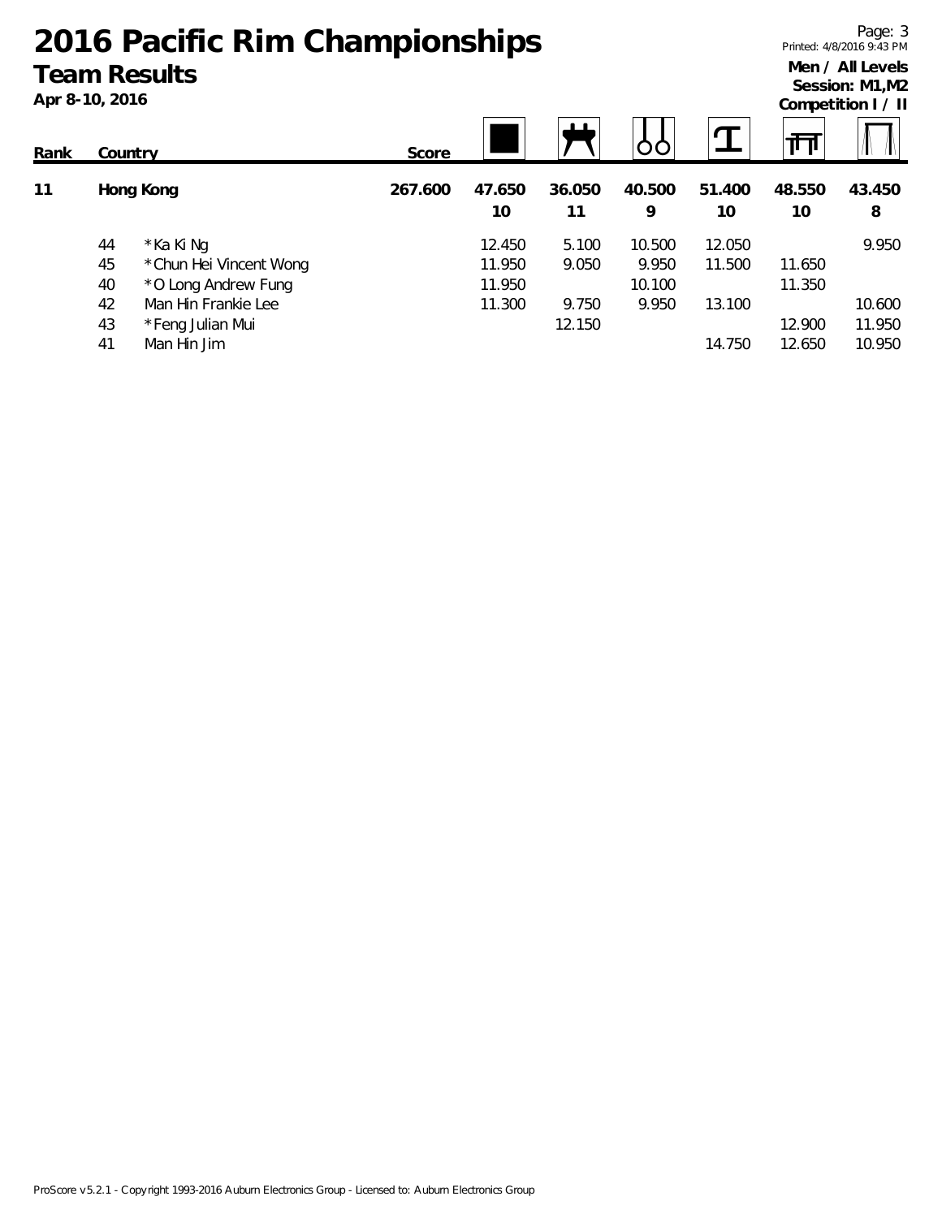| Rank | | Country | Score | | | | | | |
|---|---|---|---|---|---|---|---|---|---|
| **11** | | **Hong Kong** | **267.600** | **47.650** | **36.050** | **40.500** | **51.400** | **48.550** | **43.450** |
| | | | | **10** | **11** | **9** | **10** | **10** | **8** |
| | 44 | *Ka Ki Ng | | 12.450 | 5.100 | 10.500 | 12.050 | | 9.950 |
| | 45 | *Chun Hei Vincent Wong | | 11.950 | 9.050 | 9.950 | 11.500 | 11.650 | |
| | 40 | *O Long Andrew Fung | | 11.950 | | 10.100 | | 11.350 | |
| | 42 | Man Hin Frankie Lee | | 11.300 | 9.750 | 9.950 | 13.100 | | 10.600 |
| | 43 | *Feng Julian Mui | | | 12.150 | | | 12.900 | 11.950 |
| | 41 | Man Hin Jim | | | | | 14.750 | 12.650 | 10.950 |